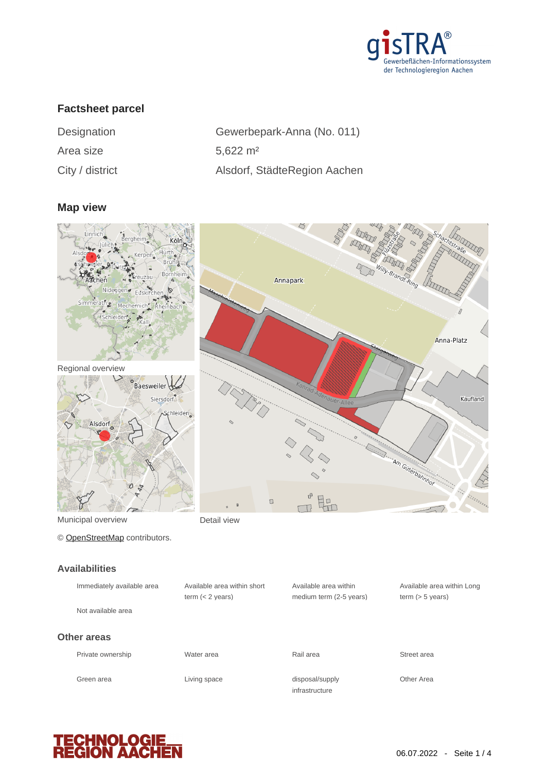## Factsheet parcel

| | |
|---|---|
| Designation | Gewerbepark-Anna (No. 011) |
| Area size | 5,622 m² |
| City / district | Alsdorf, StädteRegion Aachen |

## Map view

Regional overview

Municipal overview

Detail view

© OpenStreetMap contributors.

## Availabilities

| | | | |
|---|---|---|---|
| Immediately available area | Available area within short term (< 2 years) | Available area within medium term (2-5 years) | Available area within Long term (> 5 years) |
| Not available area | | | |

## Other areas

| | | | |
|---|---|---|---|
| Private ownership | Water area | Rail area | Street area |
| Green area | Living space | disposal/supply infrastructure | Other Area |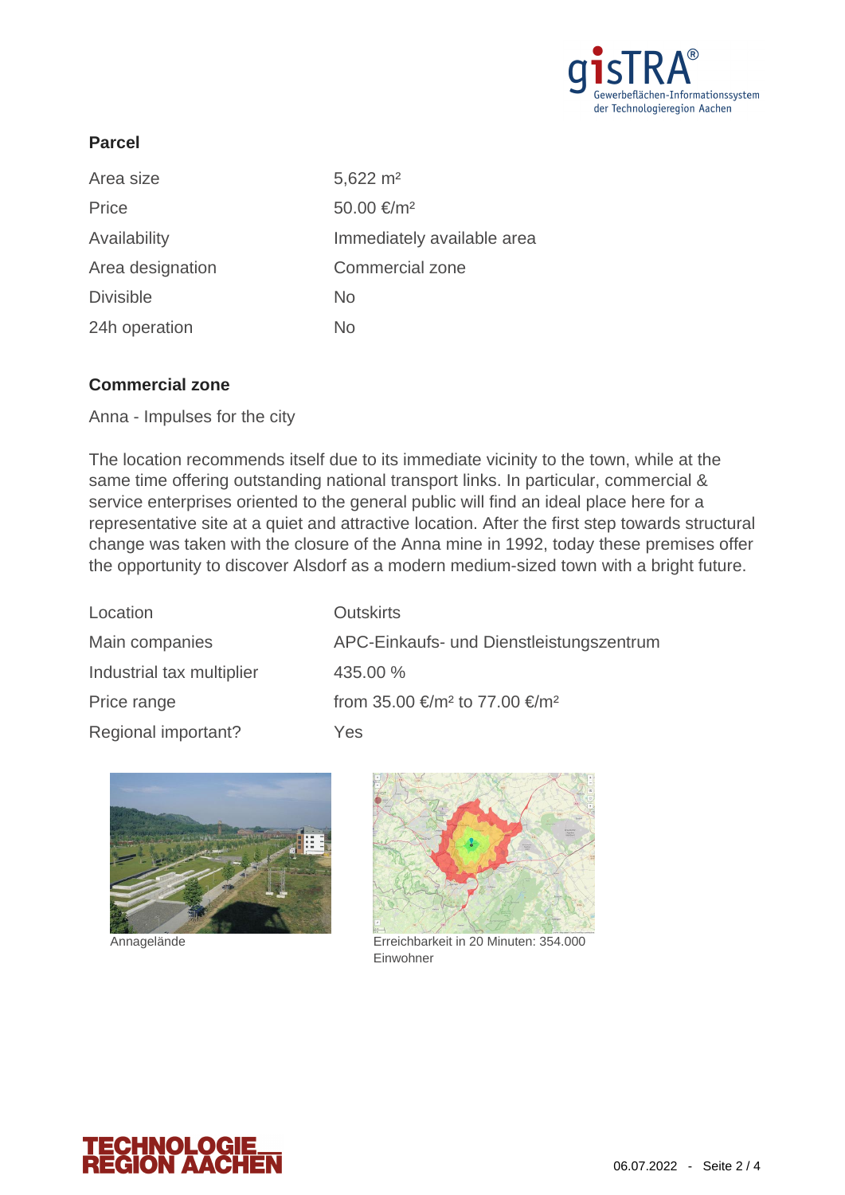## Parcel

| | |
|---|---|
| Area size | 5,622 m² |
| Price | 50.00 €/m² |
| Availability | Immediately available area |
| Area designation | Commercial zone |
| Divisible | No |
| 24h operation | No |

## Commercial zone

Anna - Impulses for the city

The location recommends itself due to its immediate vicinity to the town, while at the same time offering outstanding national transport links. In particular, commercial & service enterprises oriented to the general public will find an ideal place here for a representative site at a quiet and attractive location. After the first step towards structural change was taken with the closure of the Anna mine in 1992, today these premises offer the opportunity to discover Alsdorf as a modern medium-sized town with a bright future.

| | |
|---|---|
| Location | Outskirts |
| Main companies | APC-Einkaufs- und Dienstleistungszentrum |
| Industrial tax multiplier | 435.00 % |
| Price range | from 35.00 €/m² to 77.00 €/m² |
| Regional important? | Yes |

Annagelände

Erreichbarkeit in 20 Minuten: 354.000 Einwohner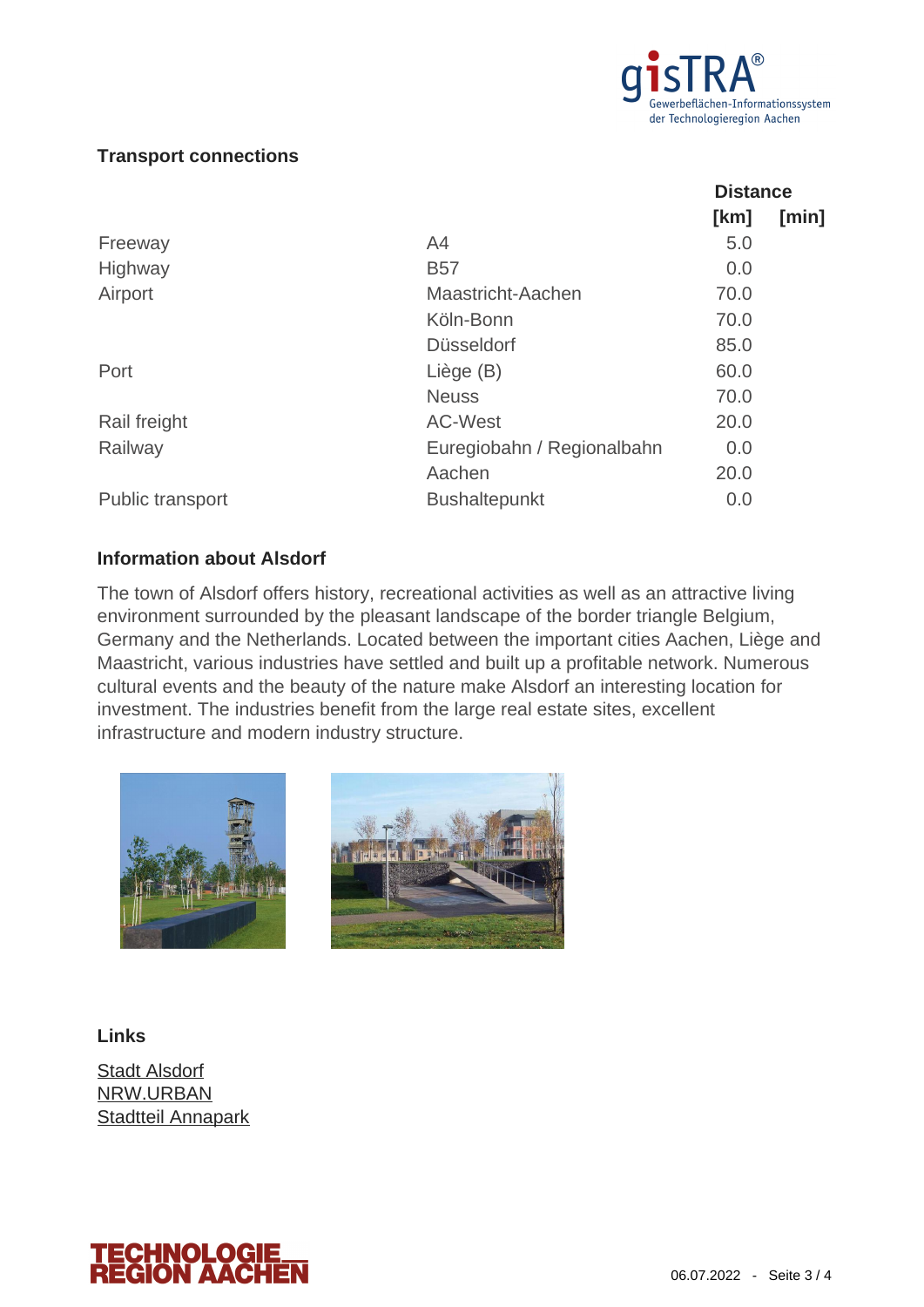## Transport connections

| | | Distance | |
|---|---|---|---|
| | | [km] | [min] |
| Freeway | A4 | 5.0 | |
| Highway | B57 | 0.0 | |
| Airport | Maastricht-Aachen | 70.0 | |
| | Köln-Bonn | 70.0 | |
| | Düsseldorf | 85.0 | |
| Port | Liège (B) | 60.0 | |
| | Neuss | 70.0 | |
| Rail freight | AC-West | 20.0 | |
| Railway | Euregiobahn / Regionalbahn | 0.0 | |
| | Aachen | 20.0 | |
| Public transport | Bushaltepunkt | 0.0 | |

## Information about Alsdorf

The town of Alsdorf offers history, recreational activities as well as an attractive living environment surrounded by the pleasant landscape of the border triangle Belgium, Germany and the Netherlands. Located between the important cities Aachen, Liège and Maastricht, various industries have settled and built up a profitable network. Numerous cultural events and the beauty of the nature make Alsdorf an interesting location for investment. The industries benefit from the large real estate sites, excellent infrastructure and modern industry structure.

## Links

Stadt Alsdorf
NRW.URBAN
Stadtteil Annapark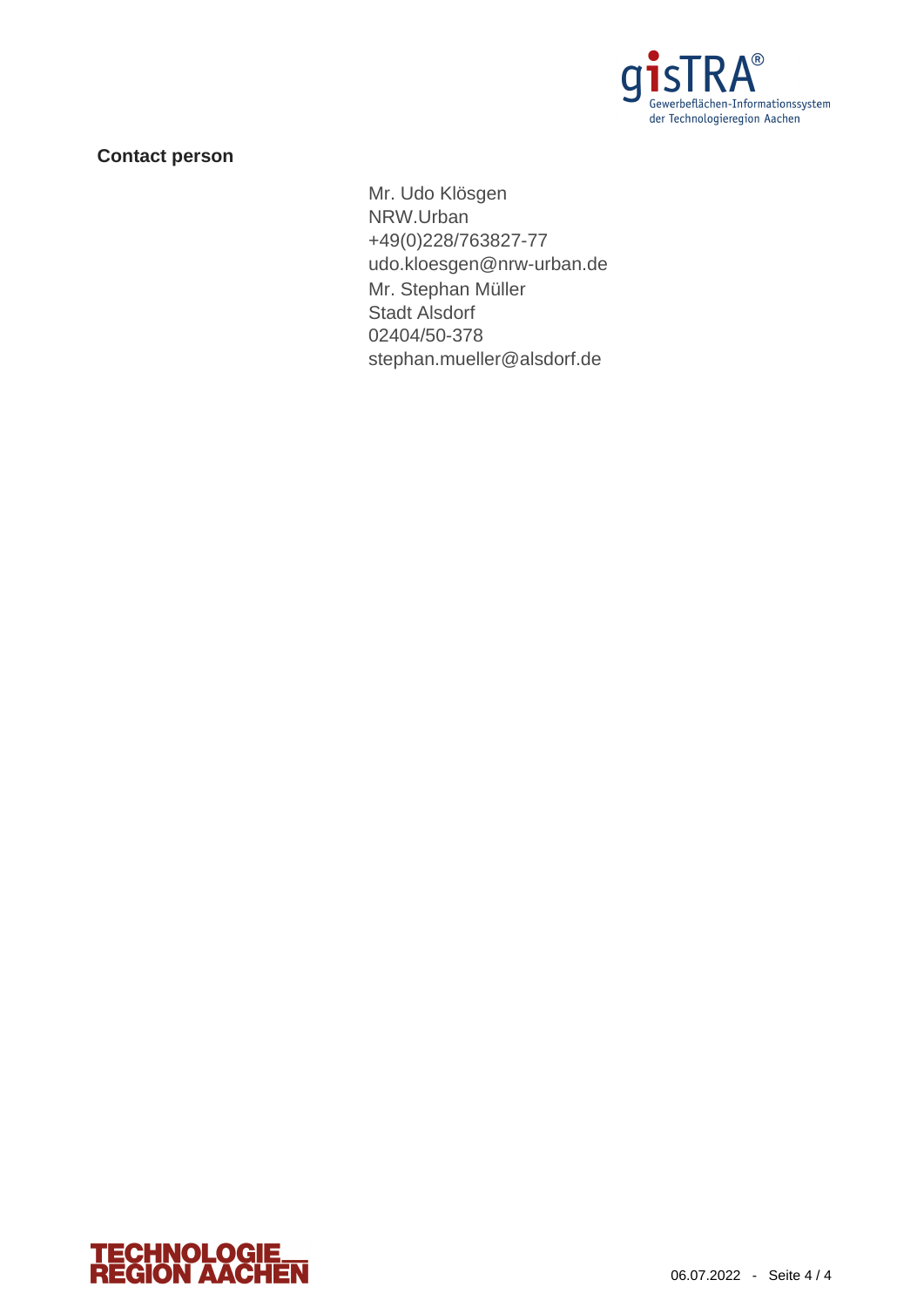### Contact person

Mr. Udo Klösgen
NRW.Urban
+49(0)228/763827-77
udo.kloesgen@nrw-urban.de

Mr. Stephan Müller
Stadt Alsdorf
02404/50-378
stephan.mueller@alsdorf.de